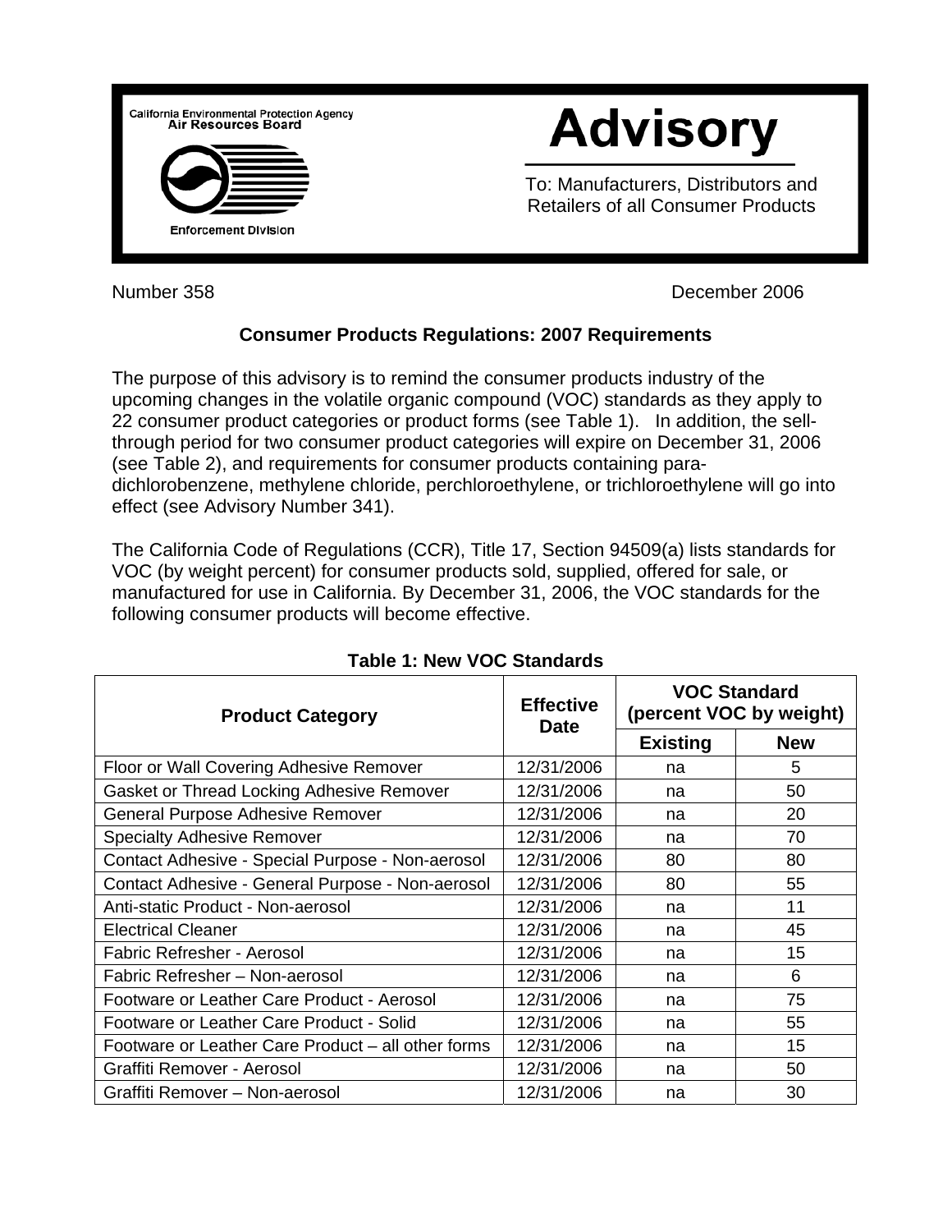California Environmental Protection Agency
Air Resources Board

Enforcement Division

# Advisory

To: Manufacturers, Distributors and Retailers of all Consumer Products

Number 358 December 2006

## Consumer Products Regulations: 2007 Requirements

The purpose of this advisory is to remind the consumer products industry of the upcoming changes in the volatile organic compound (VOC) standards as they apply to 22 consumer product categories or product forms (see Table 1). In addition, the sell-through period for two consumer product categories will expire on December 31, 2006 (see Table 2), and requirements for consumer products containing para-dichlorobenzene, methylene chloride, perchloroethylene, or trichloroethylene will go into effect (see Advisory Number 341).

The California Code of Regulations (CCR), Title 17, Section 94509(a) lists standards for VOC (by weight percent) for consumer products sold, supplied, offered for sale, or manufactured for use in California. By December 31, 2006, the VOC standards for the following consumer products will become effective.

**Table 1: New VOC Standards**

| Product Category | Effective Date | VOC Standard (percent VOC by weight) | |
|---|---|---|---|
| | | Existing | New |
| Floor or Wall Covering Adhesive Remover | 12/31/2006 | na | 5 |
| Gasket or Thread Locking Adhesive Remover | 12/31/2006 | na | 50 |
| General Purpose Adhesive Remover | 12/31/2006 | na | 20 |
| Specialty Adhesive Remover | 12/31/2006 | na | 70 |
| Contact Adhesive - Special Purpose - Non-aerosol | 12/31/2006 | 80 | 80 |
| Contact Adhesive - General Purpose - Non-aerosol | 12/31/2006 | 80 | 55 |
| Anti-static Product - Non-aerosol | 12/31/2006 | na | 11 |
| Electrical Cleaner | 12/31/2006 | na | 45 |
| Fabric Refresher - Aerosol | 12/31/2006 | na | 15 |
| Fabric Refresher – Non-aerosol | 12/31/2006 | na | 6 |
| Footware or Leather Care Product - Aerosol | 12/31/2006 | na | 75 |
| Footware or Leather Care Product - Solid | 12/31/2006 | na | 55 |
| Footware or Leather Care Product – all other forms | 12/31/2006 | na | 15 |
| Graffiti Remover - Aerosol | 12/31/2006 | na | 50 |
| Graffiti Remover – Non-aerosol | 12/31/2006 | na | 30 |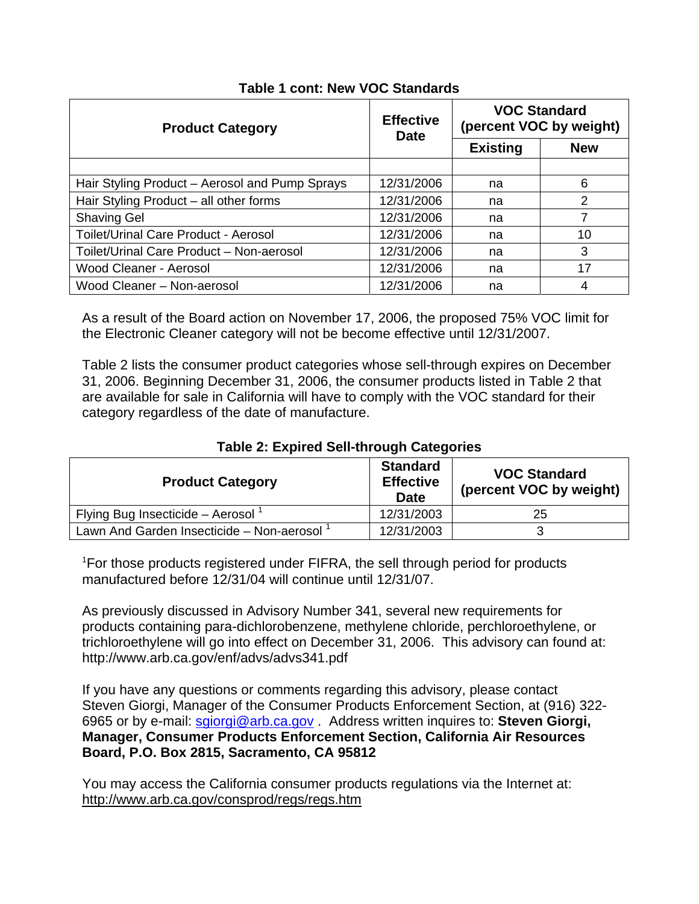**Table 1 cont: New VOC Standards**

| Product Category | Effective Date | VOC Standard (percent VOC by weight) | |
|---|---|---|---|
| | | Existing | New |
| | | | |
| Hair Styling Product – Aerosol and Pump Sprays | 12/31/2006 | na | 6 |
| Hair Styling Product – all other forms | 12/31/2006 | na | 2 |
| Shaving Gel | 12/31/2006 | na | 7 |
| Toilet/Urinal Care Product - Aerosol | 12/31/2006 | na | 10 |
| Toilet/Urinal Care Product – Non-aerosol | 12/31/2006 | na | 3 |
| Wood Cleaner - Aerosol | 12/31/2006 | na | 17 |
| Wood Cleaner – Non-aerosol | 12/31/2006 | na | 4 |

As a result of the Board action on November 17, 2006, the proposed 75% VOC limit for the Electronic Cleaner category will not be become effective until 12/31/2007.

Table 2 lists the consumer product categories whose sell-through expires on December 31, 2006. Beginning December 31, 2006, the consumer products listed in Table 2 that are available for sale in California will have to comply with the VOC standard for their category regardless of the date of manufacture.

**Table 2: Expired Sell-through Categories**

| Product Category | Standard Effective Date | VOC Standard (percent VOC by weight) |
|---|---|---|
| Flying Bug Insecticide – Aerosol [1] | 12/31/2003 | 25 |
| Lawn And Garden Insecticide – Non-aerosol [1] | 12/31/2003 | 3 |

[1]For those products registered under FIFRA, the sell through period for products manufactured before 12/31/04 will continue until 12/31/07.

As previously discussed in Advisory Number 341, several new requirements for products containing para-dichlorobenzene, methylene chloride, perchloroethylene, or trichloroethylene will go into effect on December 31, 2006. This advisory can found at: http://www.arb.ca.gov/enf/advs/advs341.pdf

If you have any questions or comments regarding this advisory, please contact Steven Giorgi, Manager of the Consumer Products Enforcement Section, at (916) 322-6965 or by e-mail: sgiorgi@arb.ca.gov . Address written inquires to: **Steven Giorgi, Manager, Consumer Products Enforcement Section, California Air Resources Board, P.O. Box 2815, Sacramento, CA 95812**

You may access the California consumer products regulations via the Internet at: http://www.arb.ca.gov/consprod/regs/regs.htm